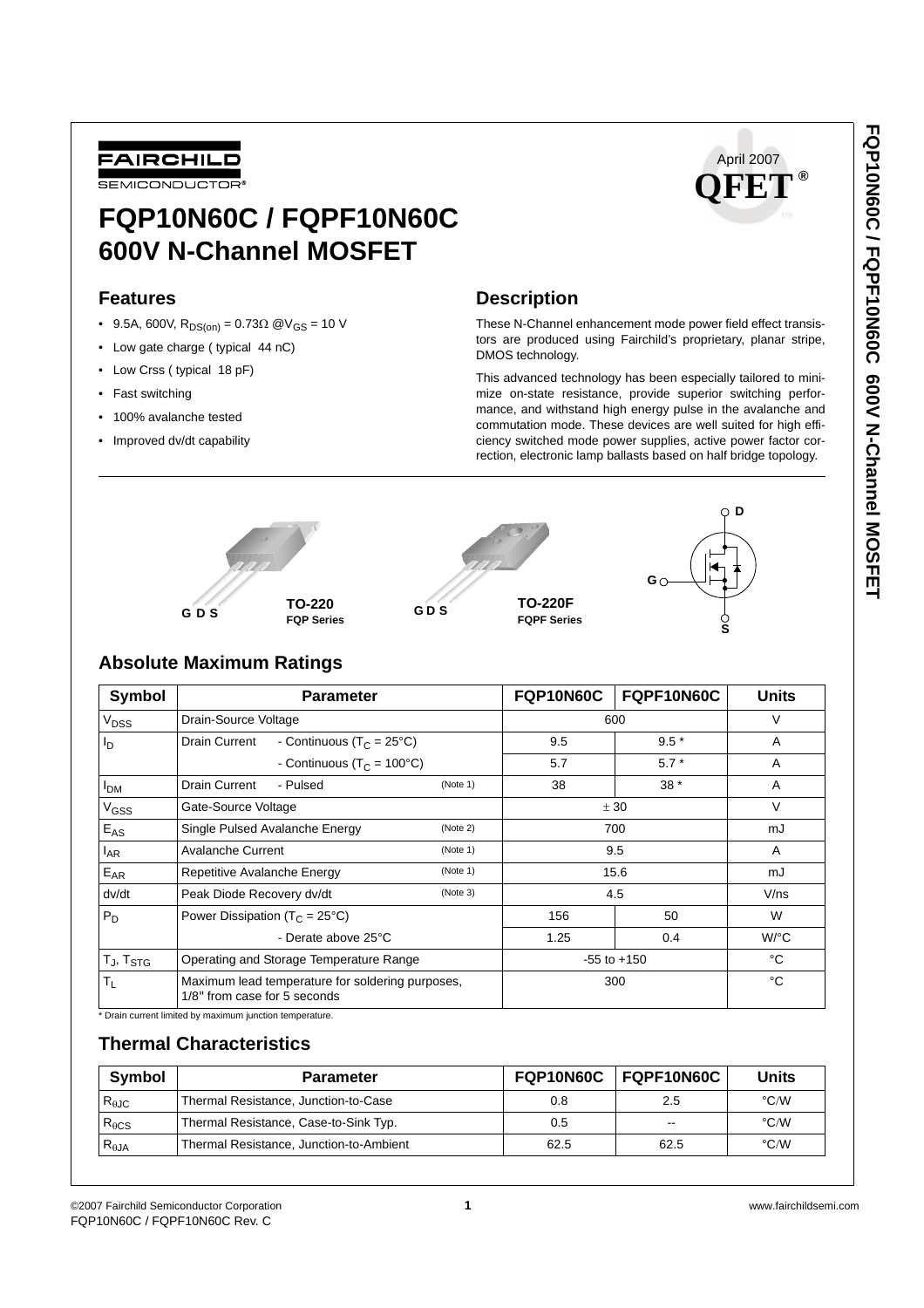FAIRCHILD SEMICONDUCTOR®

April 2007

QFET®

# FQP10N60C / FQPF10N60C
# 600V N-Channel MOSFET

## Features

- 9.5A, 600V, $R_{DS(on)}$ = 0.73Ω @$V_{GS}$ = 10 V
- Low gate charge ( typical 44 nC)
- Low Crss ( typical 18 pF)
- Fast switching
- 100% avalanche tested
- Improved dv/dt capability

## Description

These N-Channel enhancement mode power field effect transistors are produced using Fairchild's proprietary, planar stripe, DMOS technology.

This advanced technology has been especially tailored to minimize on-state resistance, provide superior switching performance, and withstand high energy pulse in the avalanche and commutation mode. These devices are well suited for high efficiency switched mode power supplies, active power factor correction, electronic lamp ballasts based on half bridge topology.

G D S — **TO-220** **FQP Series**

G D S — **TO-220F** **FQPF Series**

D, G, S

## Absolute Maximum Ratings

| Symbol | Parameter | | | FQP10N60C | FQPF10N60C | Units |
|---|---|---|---|---|---|---|
| $V_{DSS}$ | Drain-Source Voltage | | | 600 | | V |
| $I_D$ | Drain Current | - Continuous ($T_C$ = 25°C) | | 9.5 | 9.5 * | A |
| | | - Continuous ($T_C$ = 100°C) | | 5.7 | 5.7 * | A |
| $I_{DM}$ | Drain Current | - Pulsed | (Note 1) | 38 | 38 * | A |
| $V_{GSS}$ | Gate-Source Voltage | | | ± 30 | | V |
| $E_{AS}$ | Single Pulsed Avalanche Energy | | (Note 2) | 700 | | mJ |
| $I_{AR}$ | Avalanche Current | | (Note 1) | 9.5 | | A |
| $E_{AR}$ | Repetitive Avalanche Energy | | (Note 1) | 15.6 | | mJ |
| dv/dt | Peak Diode Recovery dv/dt | | (Note 3) | 4.5 | | V/ns |
| $P_D$ | Power Dissipation ($T_C$ = 25°C) | | | 156 | 50 | W |
| | - Derate above 25°C | | | 1.25 | 0.4 | W/°C |
| $T_J$, $T_{STG}$ | Operating and Storage Temperature Range | | | -55 to +150 | | °C |
| $T_L$ | Maximum lead temperature for soldering purposes, 1/8" from case for 5 seconds | | | 300 | | °C |

* Drain current limited by maximum junction temperature.

## Thermal Characteristics

| Symbol | Parameter | FQP10N60C | FQPF10N60C | Units |
|---|---|---|---|---|
| $R_{\theta JC}$ | Thermal Resistance, Junction-to-Case | 0.8 | 2.5 | °C/W |
| $R_{\theta CS}$ | Thermal Resistance, Case-to-Sink Typ. | 0.5 | -- | °C/W |
| $R_{\theta JA}$ | Thermal Resistance, Junction-to-Ambient | 62.5 | 62.5 | °C/W |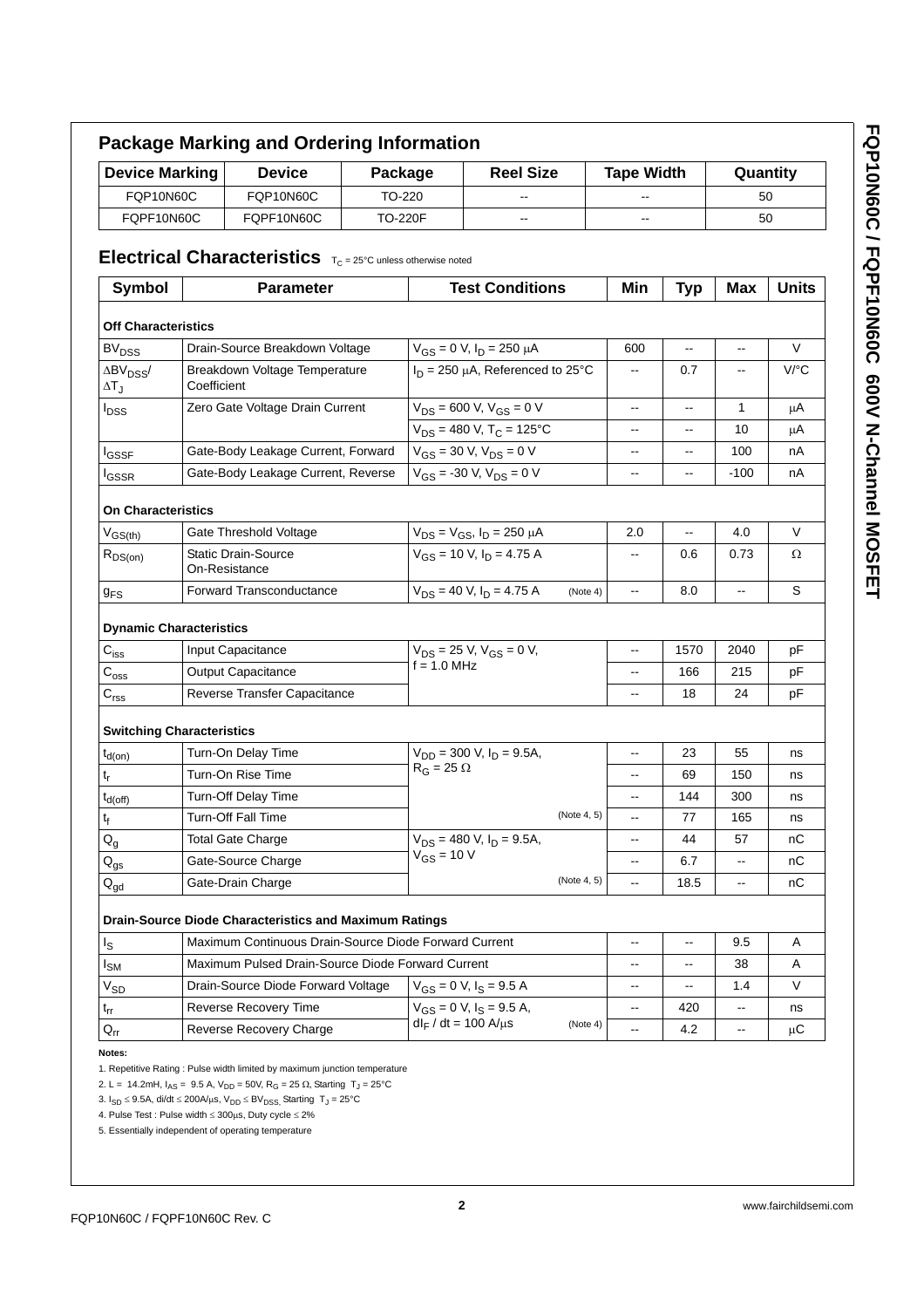## Package Marking and Ordering Information

| Device Marking | Device | Package | Reel Size | Tape Width | Quantity |
|---|---|---|---|---|---|
| FQP10N60C | FQP10N60C | TO-220 | -- | -- | 50 |
| FQPF10N60C | FQPF10N60C | TO-220F | -- | -- | 50 |

## Electrical Characteristics $T_C = 25°C$ unless otherwise noted

| Symbol | Parameter | Test Conditions | Min | Typ | Max | Units |
|---|---|---|---|---|---|---|
| **Off Characteristics** | | | | | | |
| $BV_{DSS}$ | Drain-Source Breakdown Voltage | $V_{GS}$ = 0 V, $I_D$ = 250 μA | 600 | -- | -- | V |
| $\Delta BV_{DSS}/\Delta T_J$ | Breakdown Voltage Temperature Coefficient | $I_D$ = 250 μA, Referenced to 25°C | -- | 0.7 | -- | V/°C |
| $I_{DSS}$ | Zero Gate Voltage Drain Current | $V_{DS}$ = 600 V, $V_{GS}$ = 0 V | -- | -- | 1 | μA |
| | | $V_{DS}$ = 480 V, $T_C$ = 125°C | -- | -- | 10 | μA |
| $I_{GSSF}$ | Gate-Body Leakage Current, Forward | $V_{GS}$ = 30 V, $V_{DS}$ = 0 V | -- | -- | 100 | nA |
| $I_{GSSR}$ | Gate-Body Leakage Current, Reverse | $V_{GS}$ = -30 V, $V_{DS}$ = 0 V | -- | -- | -100 | nA |
| **On Characteristics** | | | | | | |
| $V_{GS(th)}$ | Gate Threshold Voltage | $V_{DS} = V_{GS}$, $I_D$ = 250 μA | 2.0 | -- | 4.0 | V |
| $R_{DS(on)}$ | Static Drain-Source On-Resistance | $V_{GS}$ = 10 V, $I_D$ = 4.75 A | -- | 0.6 | 0.73 | Ω |
| $g_{FS}$ | Forward Transconductance | $V_{DS}$ = 40 V, $I_D$ = 4.75 A (Note 4) | -- | 8.0 | -- | S |
| **Dynamic Characteristics** | | | | | | |
| $C_{iss}$ | Input Capacitance | $V_{DS}$ = 25 V, $V_{GS}$ = 0 V, f = 1.0 MHz | -- | 1570 | 2040 | pF |
| $C_{oss}$ | Output Capacitance | | -- | 166 | 215 | pF |
| $C_{rss}$ | Reverse Transfer Capacitance | | -- | 18 | 24 | pF |
| **Switching Characteristics** | | | | | | |
| $t_{d(on)}$ | Turn-On Delay Time | $V_{DD}$ = 300 V, $I_D$ = 9.5A, $R_G$ = 25 Ω (Note 4, 5) | -- | 23 | 55 | ns |
| $t_r$ | Turn-On Rise Time | | -- | 69 | 150 | ns |
| $t_{d(off)}$ | Turn-Off Delay Time | | -- | 144 | 300 | ns |
| $t_f$ | Turn-Off Fall Time | | -- | 77 | 165 | ns |
| $Q_g$ | Total Gate Charge | $V_{DS}$ = 480 V, $I_D$ = 9.5A, $V_{GS}$ = 10 V (Note 4, 5) | -- | 44 | 57 | nC |
| $Q_{gs}$ | Gate-Source Charge | | -- | 6.7 | -- | nC |
| $Q_{gd}$ | Gate-Drain Charge | | -- | 18.5 | -- | nC |
| **Drain-Source Diode Characteristics and Maximum Ratings** | | | | | | |
| $I_S$ | Maximum Continuous Drain-Source Diode Forward Current | | -- | -- | 9.5 | A |
| $I_{SM}$ | Maximum Pulsed Drain-Source Diode Forward Current | | -- | -- | 38 | A |
| $V_{SD}$ | Drain-Source Diode Forward Voltage | $V_{GS}$ = 0 V, $I_S$ = 9.5 A | -- | -- | 1.4 | V |
| $t_{rr}$ | Reverse Recovery Time | $V_{GS}$ = 0 V, $I_S$ = 9.5 A, $dI_F$ / dt = 100 A/μs (Note 4) | -- | 420 | -- | ns |
| $Q_{rr}$ | Reverse Recovery Charge | | -- | 4.2 | -- | μC |

**Notes:**

1. Repetitive Rating : Pulse width limited by maximum junction temperature
2. L = 14.2mH, $I_{AS}$ = 9.5 A, $V_{DD}$ = 50V, $R_G$ = 25 Ω, Starting $T_J$ = 25°C
3. $I_{SD} \leq$ 9.5A, di/dt $\leq$ 200A/μs, $V_{DD} \leq BV_{DSS}$, Starting $T_J$ = 25°C
4. Pulse Test : Pulse width $\leq$ 300μs, Duty cycle $\leq$ 2%
5. Essentially independent of operating temperature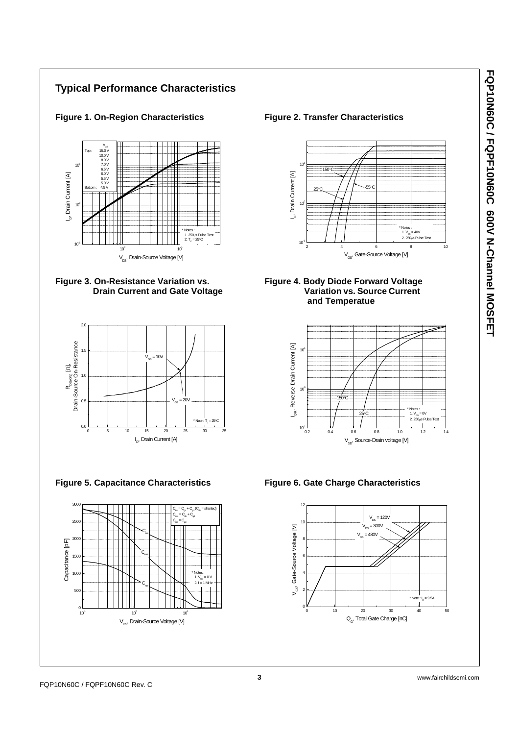## Typical Performance Characteristics

**Figure 1. On-Region Characteristics**

$V_{GS}$
Top : 15.0 V, 10.0 V, 8.0 V, 7.0 V, 6.5 V, 6.0 V, 5.5 V, 5.0 V
Bottom : 4.5 V

\* Notes :
1. 250μs Pulse Test
2. $T_C$ = 25°C

$I_D$, Drain Current [A]
$V_{DS}$, Drain-Source Voltage [V]

**Figure 2. Transfer Characteristics**

150°C, 25°C, -55°C

\* Notes :
1. $V_{DS}$ = 40V
2. 250μs Pulse Test

$I_D$, Drain Current [A]
$V_{GS}$, Gate-Source Voltage [V]

**Figure 3. On-Resistance Variation vs. Drain Current and Gate Voltage**

$V_{GS}$ = 10V
$V_{GS}$ = 20V

\* Note : $T_J$ = 25°C

$R_{DS(ON)}$ [Ω], Drain-Source On-Resistance
$I_D$, Drain Current [A]

**Figure 4. Body Diode Forward Voltage Variation vs. Source Current and Temperatue**

150°C, 25°C

\* Notes :
1. $V_{GS}$ = 0V
2. 250μs Pulse Test

$I_{DR}$, Reverse Drain Current [A]
$V_{SD}$, Source-Drain voltage [V]

**Figure 5. Capacitance Characteristics**

$C_{iss} = C_{gs} + C_{gd}$ ($C_{ds}$ = shorted)
$C_{oss} = C_{ds} + C_{gd}$
$C_{rss} = C_{gd}$

$C_{iss}$, $C_{oss}$, $C_{rss}$

\* Notes ;
1. $V_{GS}$ = 0 V
2. f = 1 MHz

Capacitance [pF]
$V_{DS}$, Drain-Source Voltage [V]

**Figure 6. Gate Charge Characteristics**

$V_{DS}$ = 120V
$V_{DS}$ = 300V
$V_{DS}$ = 480V

\* Note : $I_D$ = 9.5A

$V_{GS}$, Gate-Source Voltage [V]
$Q_G$, Total Gate Charge [nC]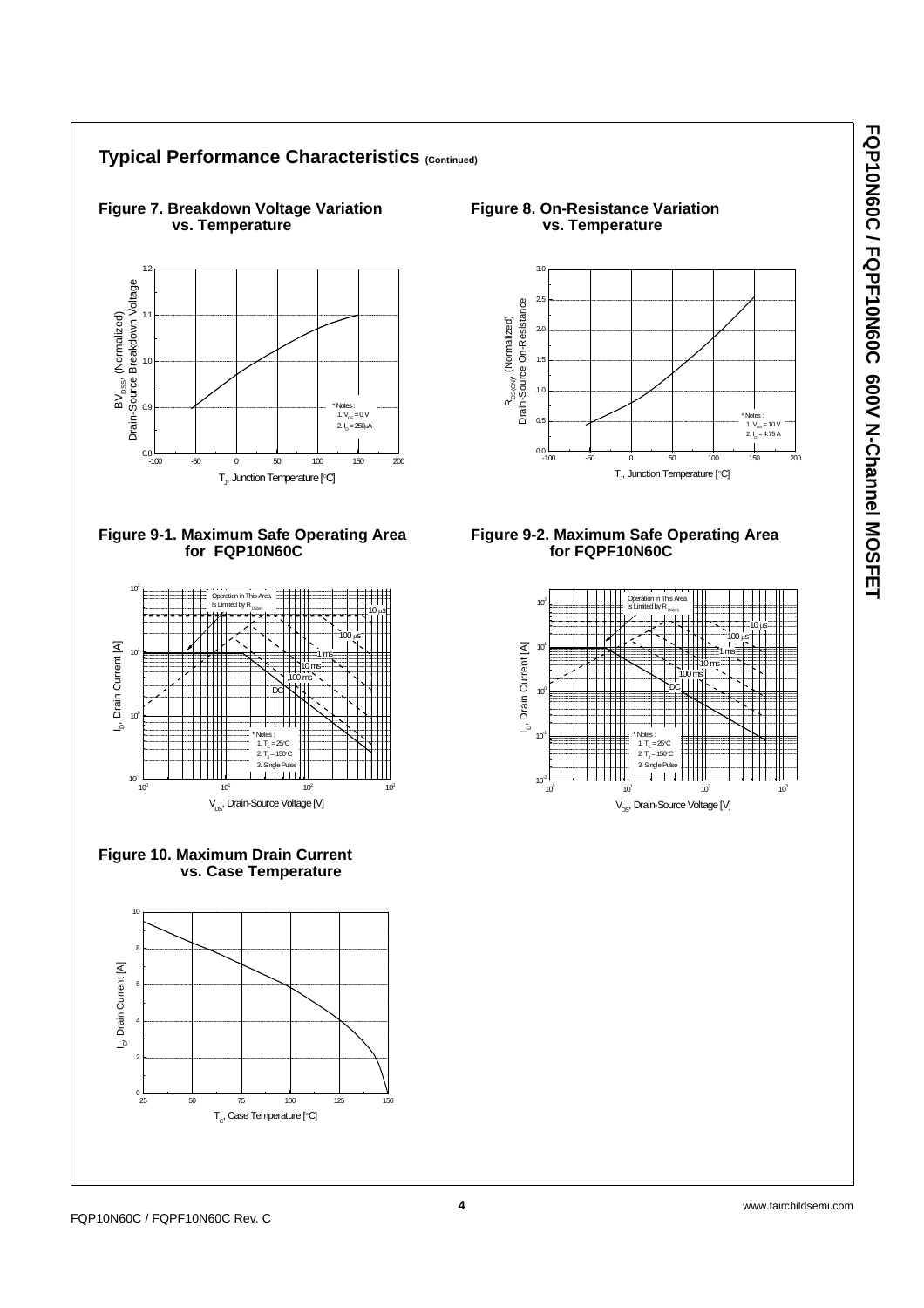## Typical Performance Characteristics (Continued)

**Figure 7. Breakdown Voltage Variation vs. Temperature**

$BV_{DSS}$, (Normalized) Drain-Source Breakdown Voltage

$T_J$, Junction Temperature [°C]

\* Notes :
1. $V_{GS}$ = 0 V
2. $I_D$ = 250 μA

**Figure 8. On-Resistance Variation vs. Temperature**

$R_{DS(ON)}$, (Normalized) Drain-Source On-Resistance

$T_J$, Junction Temperature [°C]

\* Notes :
1. $V_{GS}$ = 10 V
2. $I_D$ = 4.75 A

**Figure 9-1. Maximum Safe Operating Area for FQP10N60C**

Operation in This Area is Limited by $R_{DS(on)}$

10 μs, 100 μs, 1 ms, 10 ms, 100 ms, DC

$I_D$, Drain Current [A]

$V_{DS}$, Drain-Source Voltage [V]

\* Notes :
1. $T_C$ = 25°C
2. $T_J$ = 150°C
3. Single Pulse

**Figure 9-2. Maximum Safe Operating Area for FQPF10N60C**

Operation in This Area is Limited by $R_{DS(on)}$

10 μs, 100 μs, 1 ms, 10 ms, 100 ms, DC

$I_D$, Drain Current [A]

$V_{DS}$, Drain-Source Voltage [V]

\* Notes :
1. $T_C$ = 25°C
2. $T_J$ = 150°C
3. Single Pulse

**Figure 10. Maximum Drain Current vs. Case Temperature**

$I_D$, Drain Current [A]

$T_C$, Case Temperature [°C]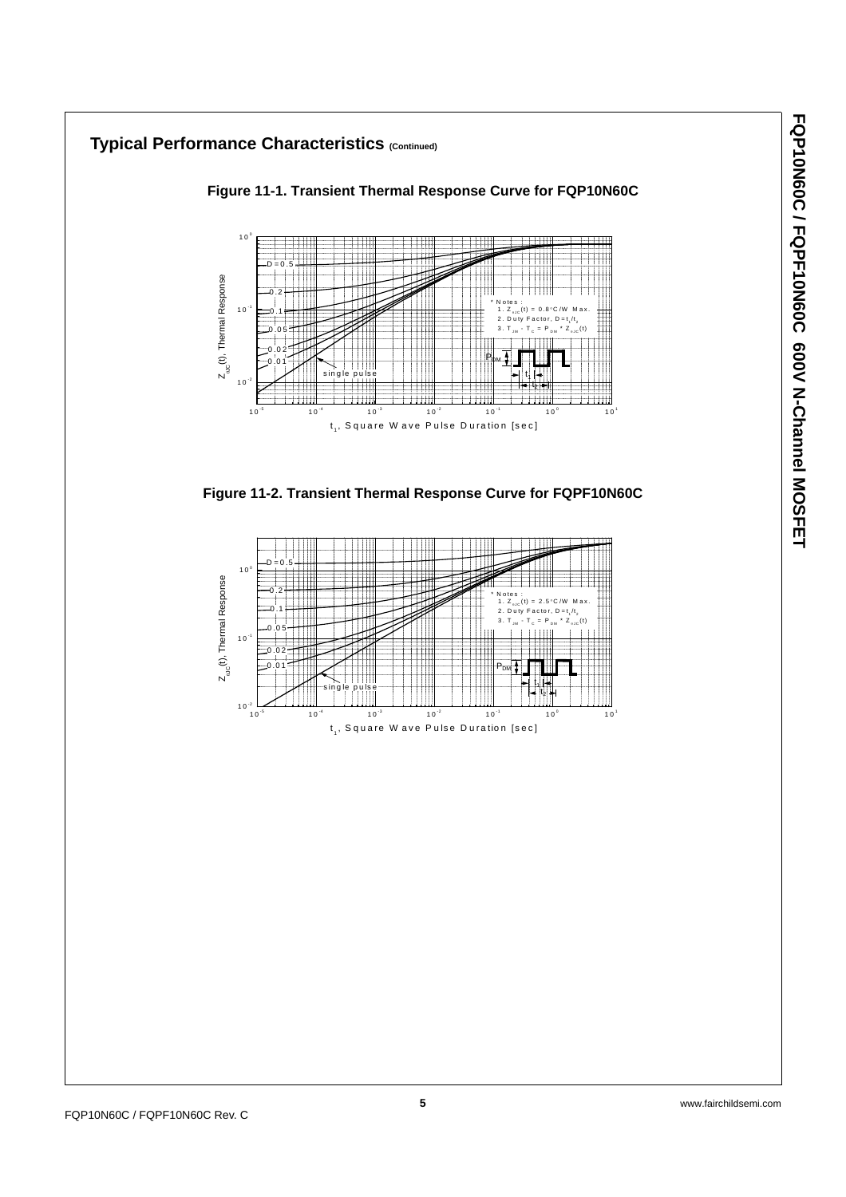## Typical Performance Characteristics (Continued)

**Figure 11-1. Transient Thermal Response Curve for FQP10N60C**

* Notes :
1. $Z_{\theta JC}(t) = 0.8°C/W$ Max.
2. Duty Factor, $D = t_1/t_2$
3. $T_{JM} - T_C = P_{DM} * Z_{\theta JC}(t)$

**Figure 11-2. Transient Thermal Response Curve for FQPF10N60C**

* Notes :
1. $Z_{\theta JC}(t) = 2.5°C/W$ Max.
2. Duty Factor, $D = t_1/t_2$
3. $T_{JM} - T_C = P_{DM} * Z_{\theta JC}(t)$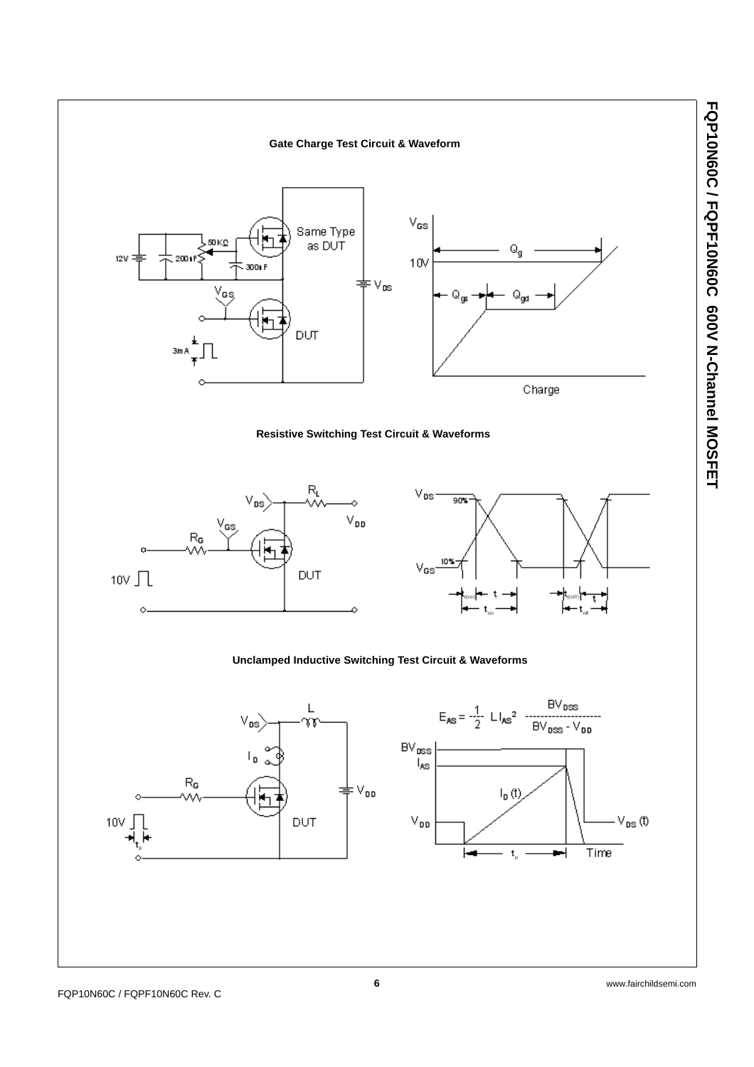## Gate Charge Test Circuit & Waveform

## Resistive Switching Test Circuit & Waveforms

## Unclamped Inductive Switching Test Circuit & Waveforms

$$E_{AS} = \frac{1}{2} L I_{AS}^2 \frac{BV_{DSS}}{BV_{DSS} - V_{DD}}$$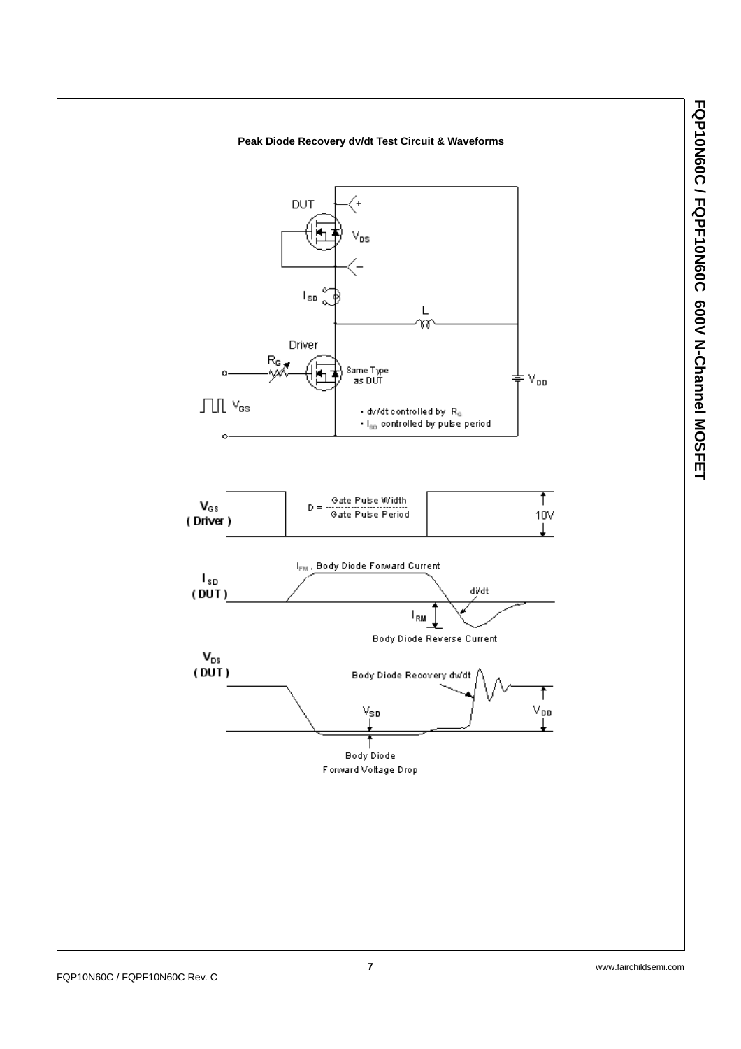## Peak Diode Recovery dv/dt Test Circuit & Waveforms

DUT

$V_{DS}$

$I_{SD}$

L

Driver

$R_G$

Same Type as DUT

$V_{DD}$

$V_{GS}$

- dv/dt controlled by $R_G$
- $I_{SD}$ controlled by pulse period

$V_{GS}$ ( Driver )

$$D = \frac{\text{Gate Pulse Width}}{\text{Gate Pulse Period}}$$

10V

$I_{SD}$ ( DUT )

$I_{FM}$ , Body Diode Forward Current

di/dt

$I_{RM}$

Body Diode Reverse Current

$V_{DS}$ ( DUT )

Body Diode Recovery dv/dt

$V_{SD}$

$V_{DD}$

Body Diode Forward Voltage Drop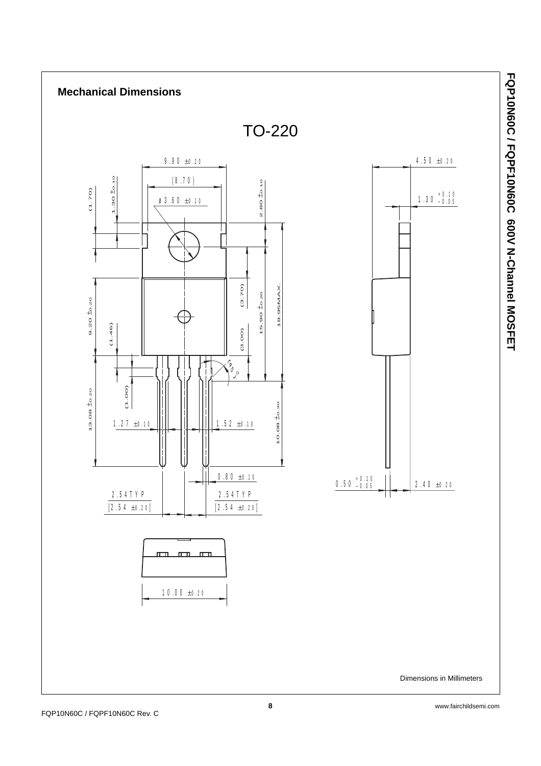## Mechanical Dimensions

TO-220

9.90 ±0.20

(8.70)

ø3.60 ±0.10

(1.70)

1.30 ±0.10

2.80 ±0.10

9.20 ±0.20

(1.46)

(3.70)

15.90 ±0.20

18.95MAX.

(3.00)

(45°)

13.08 ±0.20

(1.00)

10.08 ±0.30

1.27 ±0.10

1.52 ±0.10

0.80 ±0.10

2.54TYP [2.54 ±0.20]

2.54TYP [2.54 ±0.20]

10.00 ±0.20

4.50 ±0.20

1.30 +0.10 −0.05

0.50 +0.10 −0.05

2.40 ±0.20

Dimensions in Millimeters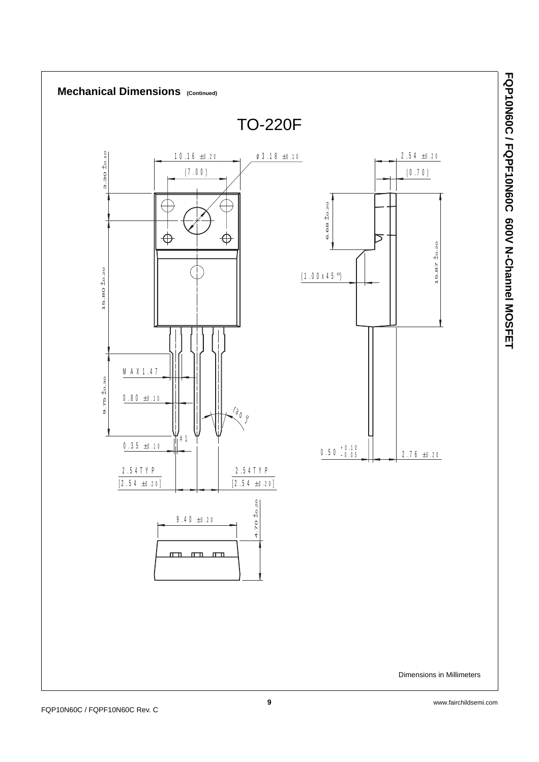## Mechanical Dimensions (Continued)

TO-220F

10.16 ±0.20

(7.00)

ø3.18 ±0.10

2.54 ±0.20

(0.70)

3.30 ±0.10

6.68 ±0.20

15.87 ±0.20

15.80 ±0.20

(1.00x45°)

MAX1.47

9.75 ±0.30

0.80 ±0.10

(30°)

#1

0.35 ±0.10

0.50 $^{+0.10}_{-0.05}$

2.76 ±0.20

2.54TYP
[2.54 ±0.20]

2.54TYP
[2.54 ±0.20]

9.40 ±0.20

4.70 ±0.20

Dimensions in Millimeters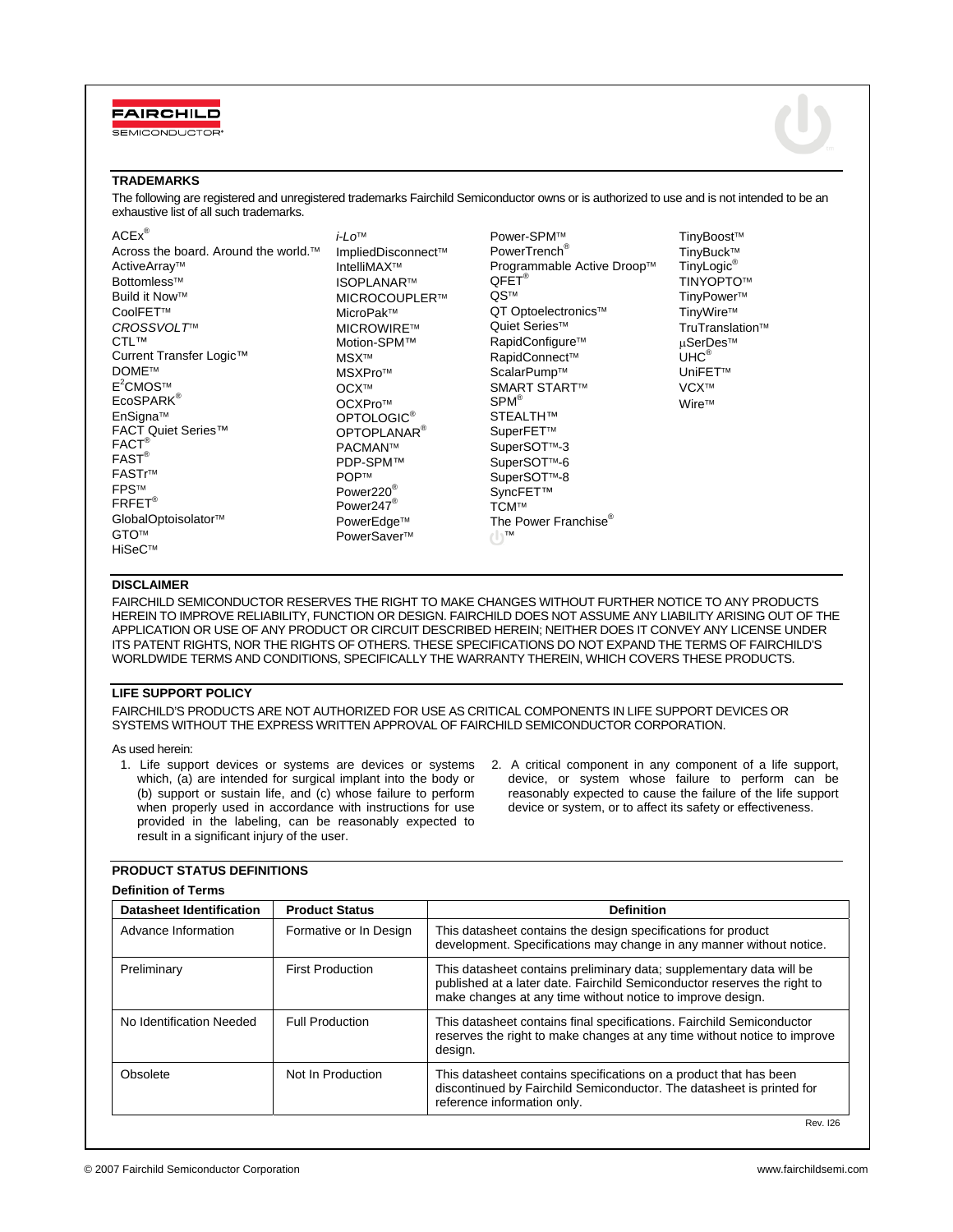## TRADEMARKS

The following are registered and unregistered trademarks Fairchild Semiconductor owns or is authorized to use and is not intended to be an exhaustive list of all such trademarks.

ACEx®
Across the board. Around the world.™
ActiveArray™
Bottomless™
Build it Now™
CoolFET™
*CROSSVOLT*™
CTL™
Current Transfer Logic™
DOME™
$E^2$CMOS™
EcoSPARK®
EnSigna™
FACT Quiet Series™
FACT®
FAST®
FASTr™
FPS™
FRFET®
GlobalOptoisolator™
GTO™
HiSeC™
*i-Lo*™
ImpliedDisconnect™
IntelliMAX™
ISOPLANAR™
MICROCOUPLER™
MicroPak™
MICROWIRE™
Motion-SPM™
MSX™
MSXPro™
OCX™
OCXPro™
OPTOLOGIC®
OPTOPLANAR®
PACMAN™
PDP-SPM™
POP™
Power220®
Power247®
PowerEdge™
PowerSaver™
Power-SPM™
PowerTrench®
Programmable Active Droop™
QFET®
QS™
QT Optoelectronics™
Quiet Series™
RapidConfigure™
RapidConnect™
ScalarPump™
SMART START™
SPM®
STEALTH™
SuperFET™
SuperSOT™-3
SuperSOT™-6
SuperSOT™-8
SyncFET™
TCM™
The Power Franchise®
™
TinyBoost™
TinyBuck™
TinyLogic®
TINYOPTO™
TinyPower™
TinyWire™
TruTranslation™
μSerDes™
UHC®
UniFET™
VCX™
Wire™

## DISCLAIMER

FAIRCHILD SEMICONDUCTOR RESERVES THE RIGHT TO MAKE CHANGES WITHOUT FURTHER NOTICE TO ANY PRODUCTS HEREIN TO IMPROVE RELIABILITY, FUNCTION OR DESIGN. FAIRCHILD DOES NOT ASSUME ANY LIABILITY ARISING OUT OF THE APPLICATION OR USE OF ANY PRODUCT OR CIRCUIT DESCRIBED HEREIN; NEITHER DOES IT CONVEY ANY LICENSE UNDER ITS PATENT RIGHTS, NOR THE RIGHTS OF OTHERS. THESE SPECIFICATIONS DO NOT EXPAND THE TERMS OF FAIRCHILD'S WORLDWIDE TERMS AND CONDITIONS, SPECIFICALLY THE WARRANTY THEREIN, WHICH COVERS THESE PRODUCTS.

## LIFE SUPPORT POLICY

FAIRCHILD'S PRODUCTS ARE NOT AUTHORIZED FOR USE AS CRITICAL COMPONENTS IN LIFE SUPPORT DEVICES OR SYSTEMS WITHOUT THE EXPRESS WRITTEN APPROVAL OF FAIRCHILD SEMICONDUCTOR CORPORATION.

As used herein:

1. Life support devices or systems are devices or systems which, (a) are intended for surgical implant into the body or (b) support or sustain life, and (c) whose failure to perform when properly used in accordance with instructions for use provided in the labeling, can be reasonably expected to result in a significant injury of the user.
2. A critical component in any component of a life support, device, or system whose failure to perform can be reasonably expected to cause the failure of the life support device or system, or to affect its safety or effectiveness.

## PRODUCT STATUS DEFINITIONS

### Definition of Terms

| Datasheet Identification | Product Status | Definition |
|---|---|---|
| Advance Information | Formative or In Design | This datasheet contains the design specifications for product development. Specifications may change in any manner without notice. |
| Preliminary | First Production | This datasheet contains preliminary data; supplementary data will be published at a later date. Fairchild Semiconductor reserves the right to make changes at any time without notice to improve design. |
| No Identification Needed | Full Production | This datasheet contains final specifications. Fairchild Semiconductor reserves the right to make changes at any time without notice to improve design. |
| Obsolete | Not In Production | This datasheet contains specifications on a product that has been discontinued by Fairchild Semiconductor. The datasheet is printed for reference information only. |

Rev. I26